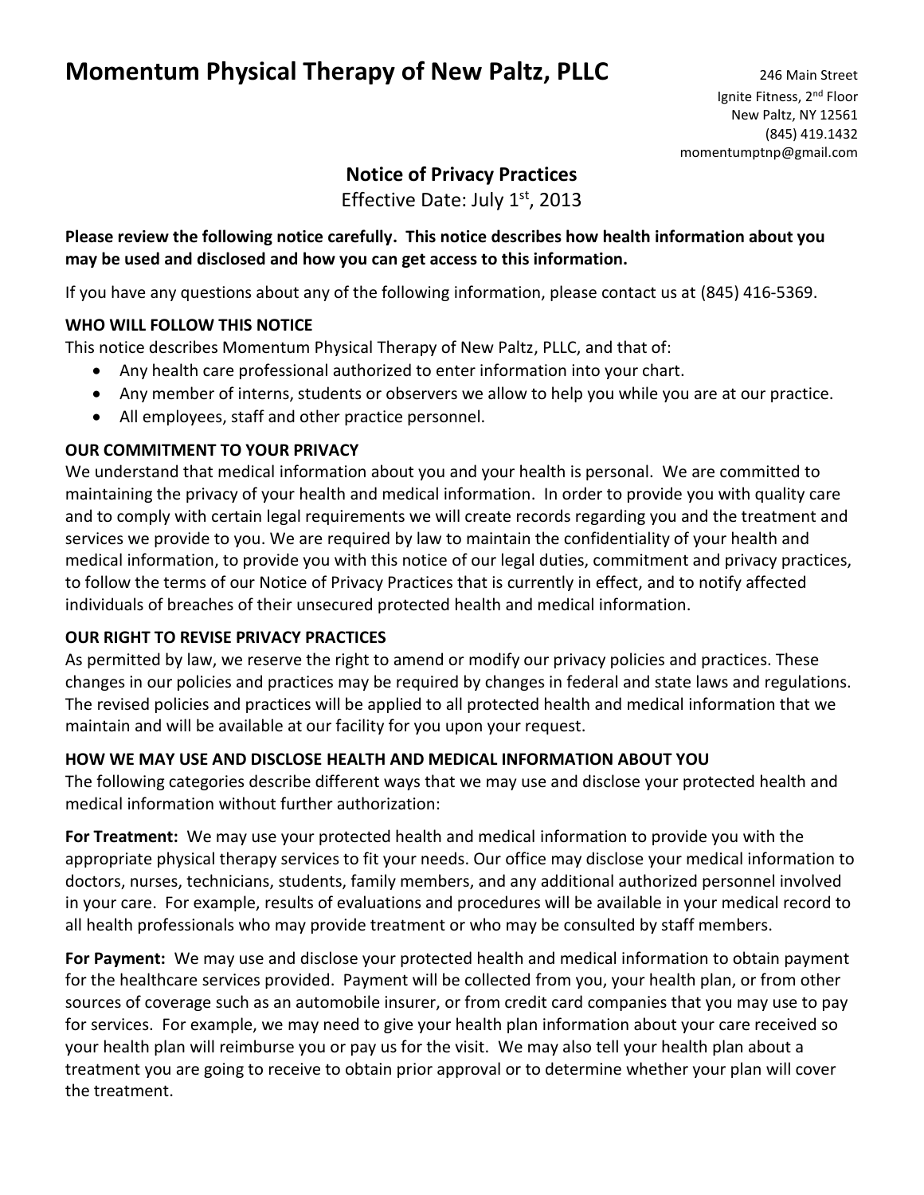# Momentum Physical Therapy of New Paltz, PLLC

246 Main Street
Ignite Fitness, 2nd Floor
New Paltz, NY 12561
(845) 419.1432
momentumptnp@gmail.com

## Notice of Privacy Practices

Effective Date: July 1st, 2013

**Please review the following notice carefully. This notice describes how health information about you may be used and disclosed and how you can get access to this information.**

If you have any questions about any of the following information, please contact us at (845) 416-5369.

### WHO WILL FOLLOW THIS NOTICE

This notice describes Momentum Physical Therapy of New Paltz, PLLC, and that of:

- Any health care professional authorized to enter information into your chart.
- Any member of interns, students or observers we allow to help you while you are at our practice.
- All employees, staff and other practice personnel.

### OUR COMMITMENT TO YOUR PRIVACY

We understand that medical information about you and your health is personal. We are committed to maintaining the privacy of your health and medical information. In order to provide you with quality care and to comply with certain legal requirements we will create records regarding you and the treatment and services we provide to you. We are required by law to maintain the confidentiality of your health and medical information, to provide you with this notice of our legal duties, commitment and privacy practices, to follow the terms of our Notice of Privacy Practices that is currently in effect, and to notify affected individuals of breaches of their unsecured protected health and medical information.

### OUR RIGHT TO REVISE PRIVACY PRACTICES

As permitted by law, we reserve the right to amend or modify our privacy policies and practices. These changes in our policies and practices may be required by changes in federal and state laws and regulations. The revised policies and practices will be applied to all protected health and medical information that we maintain and will be available at our facility for you upon your request.

### HOW WE MAY USE AND DISCLOSE HEALTH AND MEDICAL INFORMATION ABOUT YOU

The following categories describe different ways that we may use and disclose your protected health and medical information without further authorization:

**For Treatment:** We may use your protected health and medical information to provide you with the appropriate physical therapy services to fit your needs. Our office may disclose your medical information to doctors, nurses, technicians, students, family members, and any additional authorized personnel involved in your care. For example, results of evaluations and procedures will be available in your medical record to all health professionals who may provide treatment or who may be consulted by staff members.

**For Payment:** We may use and disclose your protected health and medical information to obtain payment for the healthcare services provided. Payment will be collected from you, your health plan, or from other sources of coverage such as an automobile insurer, or from credit card companies that you may use to pay for services. For example, we may need to give your health plan information about your care received so your health plan will reimburse you or pay us for the visit. We may also tell your health plan about a treatment you are going to receive to obtain prior approval or to determine whether your plan will cover the treatment.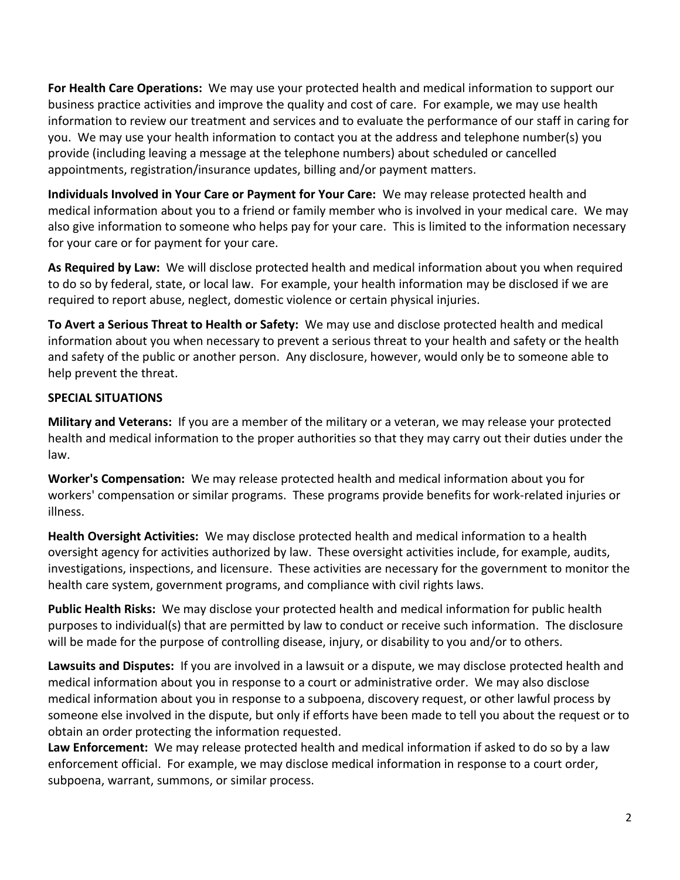**For Health Care Operations:** We may use your protected health and medical information to support our business practice activities and improve the quality and cost of care. For example, we may use health information to review our treatment and services and to evaluate the performance of our staff in caring for you. We may use your health information to contact you at the address and telephone number(s) you provide (including leaving a message at the telephone numbers) about scheduled or cancelled appointments, registration/insurance updates, billing and/or payment matters.

**Individuals Involved in Your Care or Payment for Your Care:** We may release protected health and medical information about you to a friend or family member who is involved in your medical care. We may also give information to someone who helps pay for your care. This is limited to the information necessary for your care or for payment for your care.

**As Required by Law:** We will disclose protected health and medical information about you when required to do so by federal, state, or local law. For example, your health information may be disclosed if we are required to report abuse, neglect, domestic violence or certain physical injuries.

**To Avert a Serious Threat to Health or Safety:** We may use and disclose protected health and medical information about you when necessary to prevent a serious threat to your health and safety or the health and safety of the public or another person. Any disclosure, however, would only be to someone able to help prevent the threat.

**SPECIAL SITUATIONS**

**Military and Veterans:** If you are a member of the military or a veteran, we may release your protected health and medical information to the proper authorities so that they may carry out their duties under the law.

**Worker's Compensation:** We may release protected health and medical information about you for workers' compensation or similar programs. These programs provide benefits for work-related injuries or illness.

**Health Oversight Activities:** We may disclose protected health and medical information to a health oversight agency for activities authorized by law. These oversight activities include, for example, audits, investigations, inspections, and licensure. These activities are necessary for the government to monitor the health care system, government programs, and compliance with civil rights laws.

**Public Health Risks:** We may disclose your protected health and medical information for public health purposes to individual(s) that are permitted by law to conduct or receive such information. The disclosure will be made for the purpose of controlling disease, injury, or disability to you and/or to others.

**Lawsuits and Disputes:** If you are involved in a lawsuit or a dispute, we may disclose protected health and medical information about you in response to a court or administrative order. We may also disclose medical information about you in response to a subpoena, discovery request, or other lawful process by someone else involved in the dispute, but only if efforts have been made to tell you about the request or to obtain an order protecting the information requested.

**Law Enforcement:** We may release protected health and medical information if asked to do so by a law enforcement official. For example, we may disclose medical information in response to a court order, subpoena, warrant, summons, or similar process.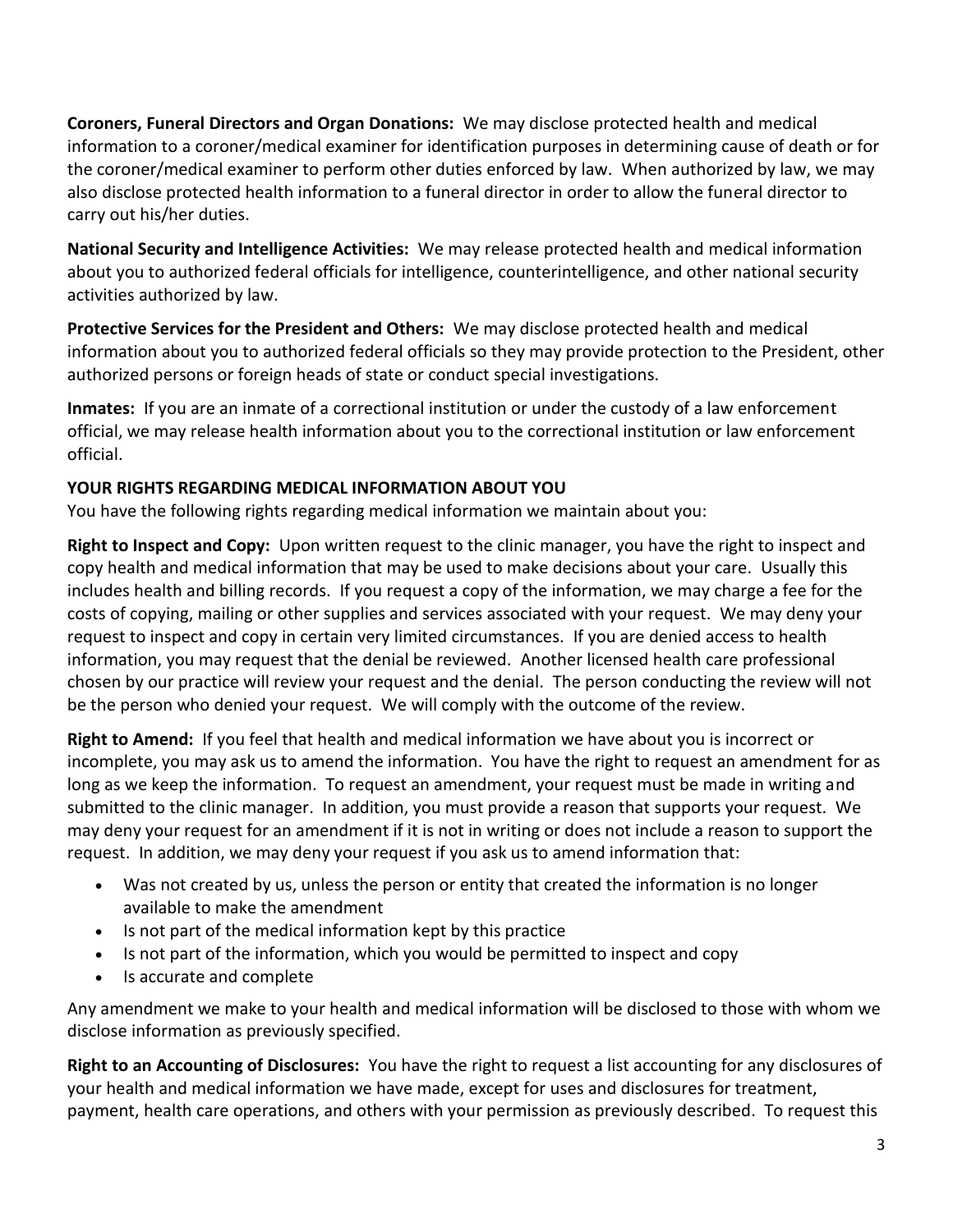**Coroners, Funeral Directors and Organ Donations:** We may disclose protected health and medical information to a coroner/medical examiner for identification purposes in determining cause of death or for the coroner/medical examiner to perform other duties enforced by law. When authorized by law, we may also disclose protected health information to a funeral director in order to allow the funeral director to carry out his/her duties.

**National Security and Intelligence Activities:** We may release protected health and medical information about you to authorized federal officials for intelligence, counterintelligence, and other national security activities authorized by law.

**Protective Services for the President and Others:** We may disclose protected health and medical information about you to authorized federal officials so they may provide protection to the President, other authorized persons or foreign heads of state or conduct special investigations.

**Inmates:** If you are an inmate of a correctional institution or under the custody of a law enforcement official, we may release health information about you to the correctional institution or law enforcement official.

**YOUR RIGHTS REGARDING MEDICAL INFORMATION ABOUT YOU**

You have the following rights regarding medical information we maintain about you:

**Right to Inspect and Copy:** Upon written request to the clinic manager, you have the right to inspect and copy health and medical information that may be used to make decisions about your care. Usually this includes health and billing records. If you request a copy of the information, we may charge a fee for the costs of copying, mailing or other supplies and services associated with your request. We may deny your request to inspect and copy in certain very limited circumstances. If you are denied access to health information, you may request that the denial be reviewed. Another licensed health care professional chosen by our practice will review your request and the denial. The person conducting the review will not be the person who denied your request. We will comply with the outcome of the review.

**Right to Amend:** If you feel that health and medical information we have about you is incorrect or incomplete, you may ask us to amend the information. You have the right to request an amendment for as long as we keep the information. To request an amendment, your request must be made in writing and submitted to the clinic manager. In addition, you must provide a reason that supports your request. We may deny your request for an amendment if it is not in writing or does not include a reason to support the request. In addition, we may deny your request if you ask us to amend information that:

- Was not created by us, unless the person or entity that created the information is no longer available to make the amendment
- Is not part of the medical information kept by this practice
- Is not part of the information, which you would be permitted to inspect and copy
- Is accurate and complete

Any amendment we make to your health and medical information will be disclosed to those with whom we disclose information as previously specified.

**Right to an Accounting of Disclosures:** You have the right to request a list accounting for any disclosures of your health and medical information we have made, except for uses and disclosures for treatment, payment, health care operations, and others with your permission as previously described. To request this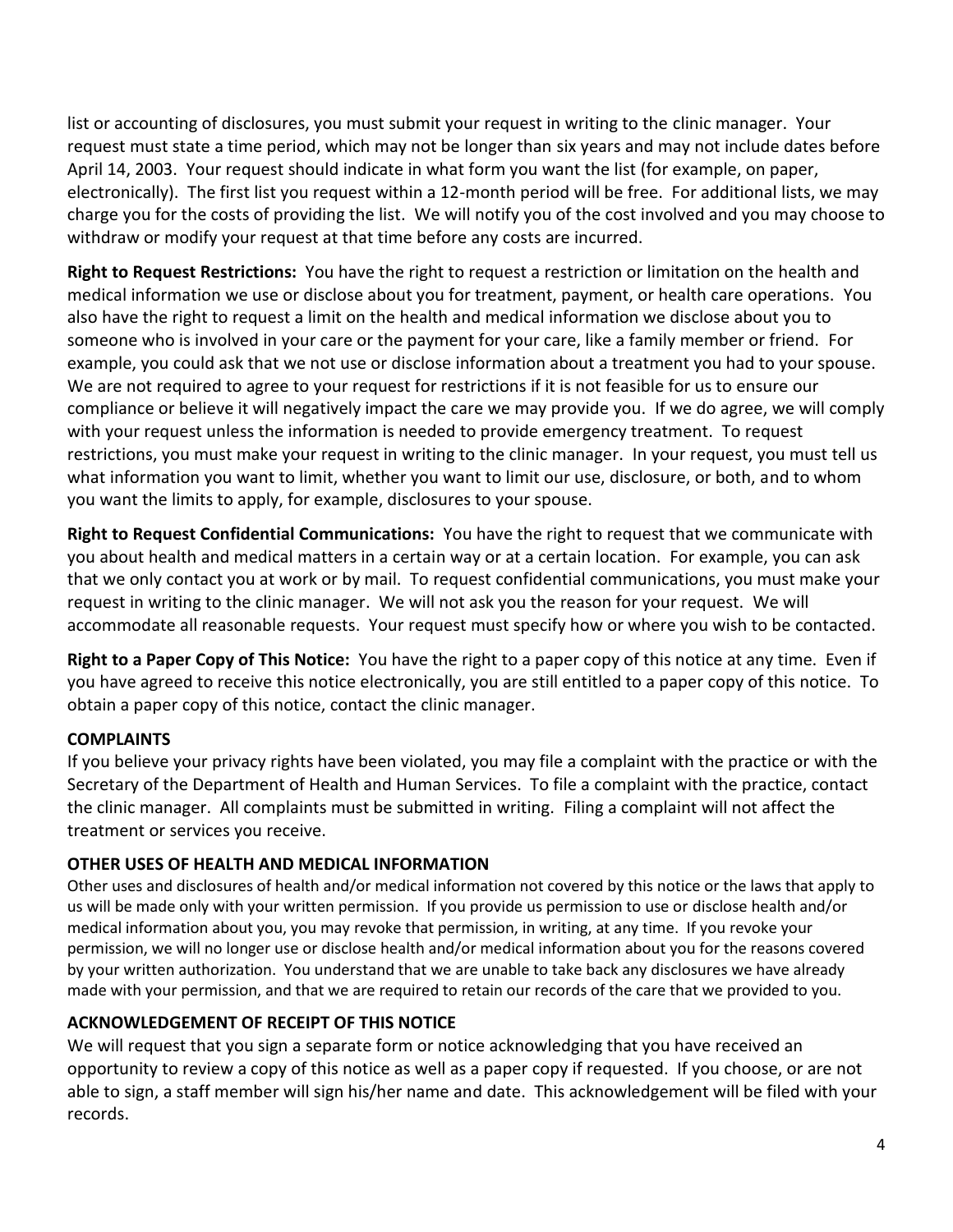list or accounting of disclosures, you must submit your request in writing to the clinic manager. Your request must state a time period, which may not be longer than six years and may not include dates before April 14, 2003. Your request should indicate in what form you want the list (for example, on paper, electronically). The first list you request within a 12-month period will be free. For additional lists, we may charge you for the costs of providing the list. We will notify you of the cost involved and you may choose to withdraw or modify your request at that time before any costs are incurred.

**Right to Request Restrictions:** You have the right to request a restriction or limitation on the health and medical information we use or disclose about you for treatment, payment, or health care operations. You also have the right to request a limit on the health and medical information we disclose about you to someone who is involved in your care or the payment for your care, like a family member or friend. For example, you could ask that we not use or disclose information about a treatment you had to your spouse. We are not required to agree to your request for restrictions if it is not feasible for us to ensure our compliance or believe it will negatively impact the care we may provide you. If we do agree, we will comply with your request unless the information is needed to provide emergency treatment. To request restrictions, you must make your request in writing to the clinic manager. In your request, you must tell us what information you want to limit, whether you want to limit our use, disclosure, or both, and to whom you want the limits to apply, for example, disclosures to your spouse.

**Right to Request Confidential Communications:** You have the right to request that we communicate with you about health and medical matters in a certain way or at a certain location. For example, you can ask that we only contact you at work or by mail. To request confidential communications, you must make your request in writing to the clinic manager. We will not ask you the reason for your request. We will accommodate all reasonable requests. Your request must specify how or where you wish to be contacted.

**Right to a Paper Copy of This Notice:** You have the right to a paper copy of this notice at any time. Even if you have agreed to receive this notice electronically, you are still entitled to a paper copy of this notice. To obtain a paper copy of this notice, contact the clinic manager.

## COMPLAINTS

If you believe your privacy rights have been violated, you may file a complaint with the practice or with the Secretary of the Department of Health and Human Services. To file a complaint with the practice, contact the clinic manager. All complaints must be submitted in writing. Filing a complaint will not affect the treatment or services you receive.

## OTHER USES OF HEALTH AND MEDICAL INFORMATION

Other uses and disclosures of health and/or medical information not covered by this notice or the laws that apply to us will be made only with your written permission. If you provide us permission to use or disclose health and/or medical information about you, you may revoke that permission, in writing, at any time. If you revoke your permission, we will no longer use or disclose health and/or medical information about you for the reasons covered by your written authorization. You understand that we are unable to take back any disclosures we have already made with your permission, and that we are required to retain our records of the care that we provided to you.

## ACKNOWLEDGEMENT OF RECEIPT OF THIS NOTICE

We will request that you sign a separate form or notice acknowledging that you have received an opportunity to review a copy of this notice as well as a paper copy if requested. If you choose, or are not able to sign, a staff member will sign his/her name and date. This acknowledgement will be filed with your records.